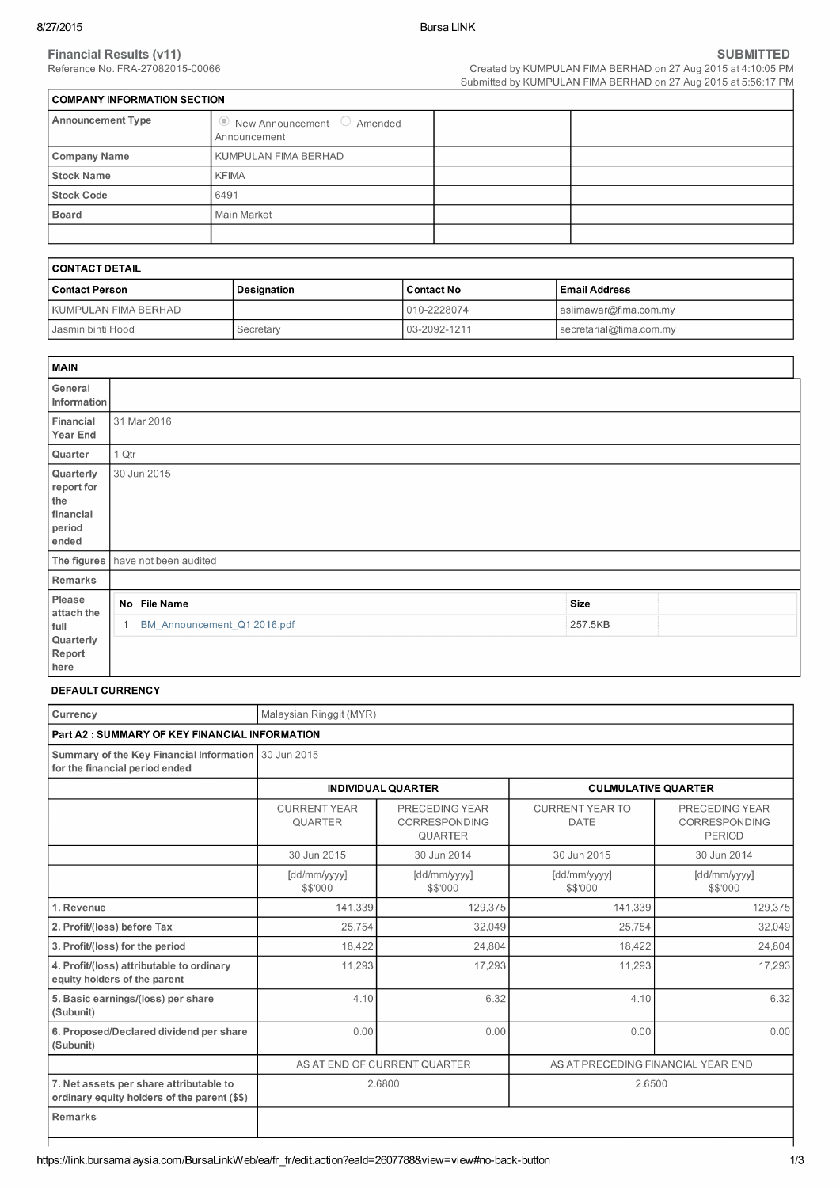## Financial Results (v11)

Reference No. FRA-27082015-00066

**SUBMITTED**

Created by KUMPULAN FIMA BERHAD on 27 Aug 2015 at 4:10:05 PM
Submitted by KUMPULAN FIMA BERHAD on 27 Aug 2015 at 5:56:17 PM

| COMPANY INFORMATION SECTION | | | |
|---|---|---|---|
| **Announcement Type** | ◉ New Announcement ○ Amended Announcement | | |
| **Company Name** | KUMPULAN FIMA BERHAD | | |
| **Stock Name** | KFIMA | | |
| **Stock Code** | 6491 | | |
| **Board** | Main Market | | |
| | | | |

| CONTACT DETAIL | | | |
|---|---|---|---|
| **Contact Person** | **Designation** | **Contact No** | **Email Address** |
| KUMPULAN FIMA BERHAD | | 010-2228074 | aslimawar@fima.com.my |
| Jasmin binti Hood | Secretary | 03-2092-1211 | secretarial@fima.com.my |

| MAIN | |
|---|---|
| **General Information** | |
| **Financial Year End** | 31 Mar 2016 |
| **Quarter** | 1 Qtr |
| **Quarterly report for the financial period ended** | 30 Jun 2015 |
| **The figures** | have not been audited |
| **Remarks** | |
| **Please attach the full Quarterly Report here** | No 1: BM_Announcement_Q1 2016.pdf (Size: 257.5KB) |

**DEFAULT CURRENCY**

| Currency | Malaysian Ringgit (MYR) | | | |
|---|---|---|---|---|
| **Part A2 : SUMMARY OF KEY FINANCIAL INFORMATION** | | | | |
| **Summary of the Key Financial Information for the financial period ended** | 30 Jun 2015 | | | |
| | **INDIVIDUAL QUARTER** | | **CULMULATIVE QUARTER** | |
| | CURRENT YEAR QUARTER | PRECEDING YEAR CORRESPONDING QUARTER | CURRENT YEAR TO DATE | PRECEDING YEAR CORRESPONDING PERIOD |
| | 30 Jun 2015 | 30 Jun 2014 | 30 Jun 2015 | 30 Jun 2014 |
| | [dd/mm/yyyy] $$'000 | [dd/mm/yyyy] $$'000 | [dd/mm/yyyy] $$'000 | [dd/mm/yyyy] $$'000 |
| **1. Revenue** | 141,339 | 129,375 | 141,339 | 129,375 |
| **2. Profit/(loss) before Tax** | 25,754 | 32,049 | 25,754 | 32,049 |
| **3. Profit/(loss) for the period** | 18,422 | 24,804 | 18,422 | 24,804 |
| **4. Profit/(loss) attributable to ordinary equity holders of the parent** | 11,293 | 17,293 | 11,293 | 17,293 |
| **5. Basic earnings/(loss) per share (Subunit)** | 4.10 | 6.32 | 4.10 | 6.32 |
| **6. Proposed/Declared dividend per share (Subunit)** | 0.00 | 0.00 | 0.00 | 0.00 |
| | AS AT END OF CURRENT QUARTER | | AS AT PRECEDING FINANCIAL YEAR END | |
| **7. Net assets per share attributable to ordinary equity holders of the parent ($$)** | 2.6800 | | 2.6500 | |
| **Remarks** | | | | |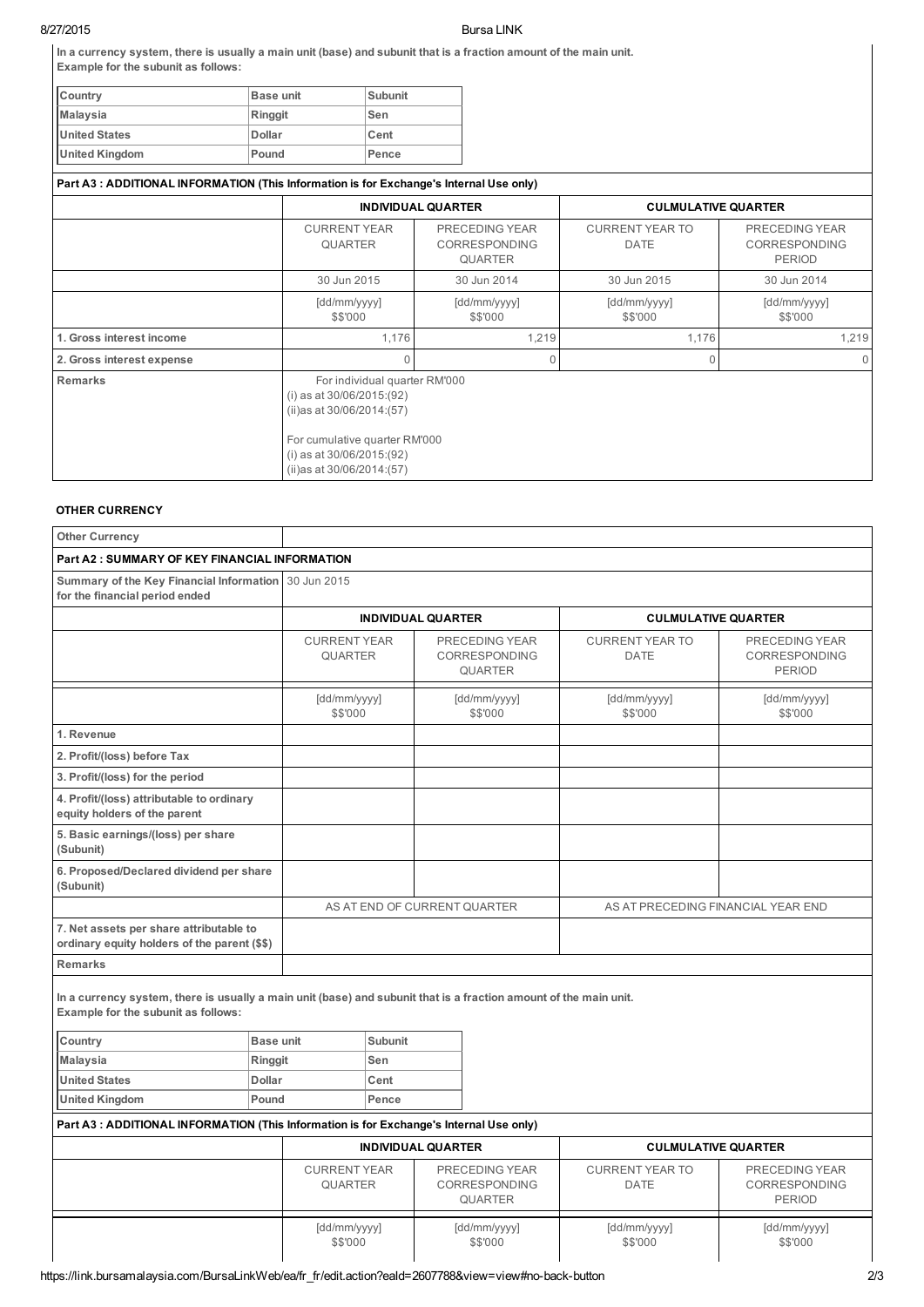In a currency system, there is usually a main unit (base) and subunit that is a fraction amount of the main unit.
Example for the subunit as follows:

| Country | Base unit | Subunit |
|---|---|---|
| Malaysia | Ringgit | Sen |
| United States | Dollar | Cent |
| United Kingdom | Pound | Pence |

**Part A3 : ADDITIONAL INFORMATION (This Information is for Exchange's Internal Use only)**

| | INDIVIDUAL QUARTER | | CULMULATIVE QUARTER | |
|---|---|---|---|---|
| | CURRENT YEAR QUARTER | PRECEDING YEAR CORRESPONDING QUARTER | CURRENT YEAR TO DATE | PRECEDING YEAR CORRESPONDING PERIOD |
| | 30 Jun 2015 | 30 Jun 2014 | 30 Jun 2015 | 30 Jun 2014 |
| | [dd/mm/yyyy] $$'000 | [dd/mm/yyyy] $$'000 | [dd/mm/yyyy] $$'000 | [dd/mm/yyyy] $$'000 |
| 1. Gross interest income | 1,176 | 1,219 | 1,176 | 1,219 |
| 2. Gross interest expense | 0 | 0 | 0 | 0 |
| Remarks | For individual quarter RM'000 (i) as at 30/06/2015:(92) (ii)as at 30/06/2014:(57) For cumulative quarter RM'000 (i) as at 30/06/2015:(92) (ii)as at 30/06/2014:(57) | | | |

**OTHER CURRENCY**

| Other Currency | | | | |
|---|---|---|---|---|
| **Part A2 : SUMMARY OF KEY FINANCIAL INFORMATION** | | | | |
| Summary of the Key Financial Information for the financial period ended | 30 Jun 2015 | | | |
| | INDIVIDUAL QUARTER | | CULMULATIVE QUARTER | |
| | CURRENT YEAR QUARTER | PRECEDING YEAR CORRESPONDING QUARTER | CURRENT YEAR TO DATE | PRECEDING YEAR CORRESPONDING PERIOD |
| | [dd/mm/yyyy] $$'000 | [dd/mm/yyyy] $$'000 | [dd/mm/yyyy] $$'000 | [dd/mm/yyyy] $$'000 |
| 1. Revenue | | | | |
| 2. Profit/(loss) before Tax | | | | |
| 3. Profit/(loss) for the period | | | | |
| 4. Profit/(loss) attributable to ordinary equity holders of the parent | | | | |
| 5. Basic earnings/(loss) per share (Subunit) | | | | |
| 6. Proposed/Declared dividend per share (Subunit) | | | | |
| | AS AT END OF CURRENT QUARTER | | AS AT PRECEDING FINANCIAL YEAR END | |
| 7. Net assets per share attributable to ordinary equity holders of the parent ($$) | | | | |
| Remarks | | | | |

In a currency system, there is usually a main unit (base) and subunit that is a fraction amount of the main unit.
Example for the subunit as follows:

| Country | Base unit | Subunit |
|---|---|---|
| Malaysia | Ringgit | Sen |
| United States | Dollar | Cent |
| United Kingdom | Pound | Pence |

**Part A3 : ADDITIONAL INFORMATION (This Information is for Exchange's Internal Use only)**

| | INDIVIDUAL QUARTER | | CULMULATIVE QUARTER | |
|---|---|---|---|---|
| | CURRENT YEAR QUARTER | PRECEDING YEAR CORRESPONDING QUARTER | CURRENT YEAR TO DATE | PRECEDING YEAR CORRESPONDING PERIOD |
| | [dd/mm/yyyy] $$'000 | [dd/mm/yyyy] $$'000 | [dd/mm/yyyy] $$'000 | [dd/mm/yyyy] $$'000 |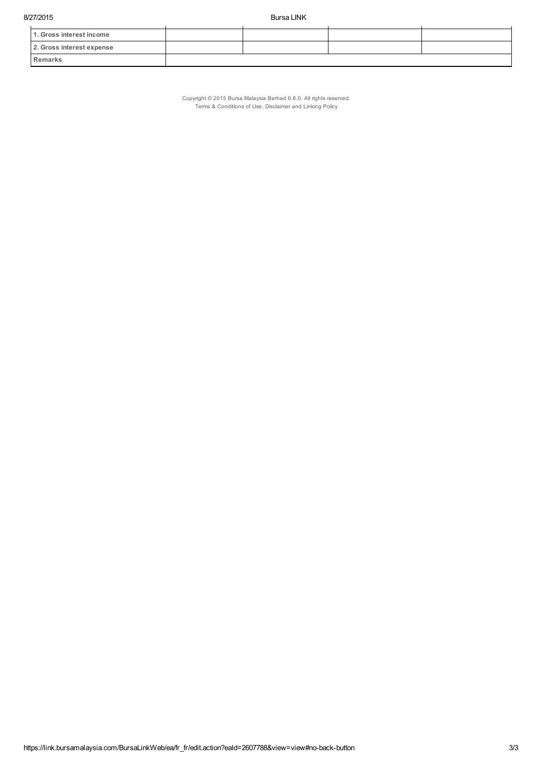| | | | | |
|---|---|---|---|---|
| **1. Gross interest income** | | | | |
| **2. Gross interest expense** | | | | |
| **Remarks** | | | | |

Copyright © 2015 Bursa Malaysia Berhad 6.8.0. All rights reserved.
Terms & Conditions of Use, Disclaimer and Linking Policy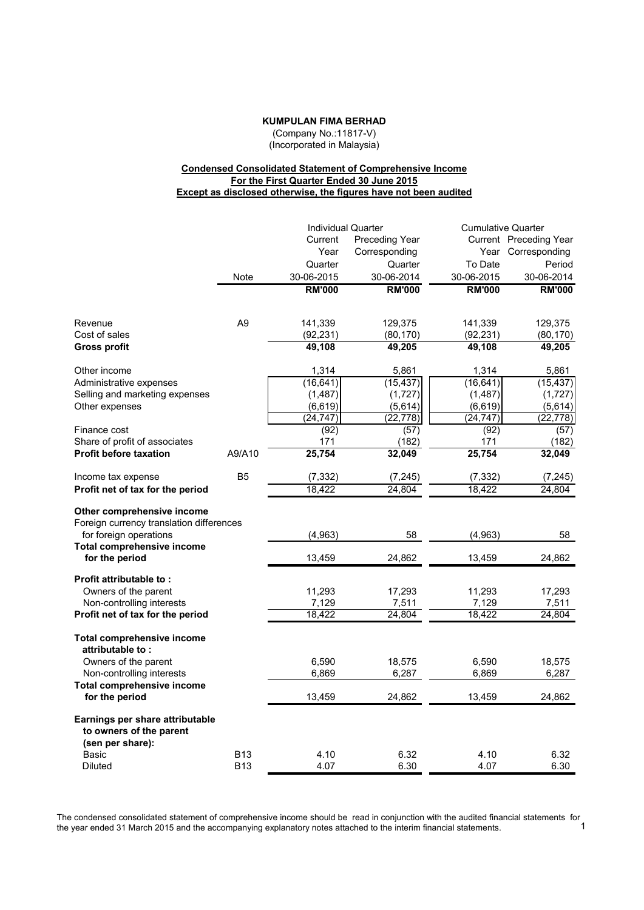**KUMPULAN FIMA BERHAD**

(Company No.:11817-V)
(Incorporated in Malaysia)

**Condensed Consolidated Statement of Comprehensive Income**
**For the First Quarter Ended 30 June 2015**
**Except as disclosed otherwise, the figures have not been audited**

| | Note | Individual Quarter | | Cumulative Quarter | |
|---|---|---|---|---|---|
| | | Current Year Quarter | Preceding Year Corresponding Quarter | Current Year To Date | Preceding Year Corresponding Period |
| | | 30-06-2015 | 30-06-2014 | 30-06-2015 | 30-06-2014 |
| | | **RM'000** | **RM'000** | **RM'000** | **RM'000** |
| Revenue | A9 | 141,339 | 129,375 | 141,339 | 129,375 |
| Cost of sales | | (92,231) | (80,170) | (92,231) | (80,170) |
| **Gross profit** | | **49,108** | **49,205** | **49,108** | **49,205** |
| Other income | | 1,314 | 5,861 | 1,314 | 5,861 |
| Administrative expenses | | (16,641) | (15,437) | (16,641) | (15,437) |
| Selling and marketing expenses | | (1,487) | (1,727) | (1,487) | (1,727) |
| Other expenses | | (6,619) | (5,614) | (6,619) | (5,614) |
| | | (24,747) | (22,778) | (24,747) | (22,778) |
| Finance cost | | (92) | (57) | (92) | (57) |
| Share of profit of associates | | 171 | (182) | 171 | (182) |
| **Profit before taxation** | A9/A10 | **25,754** | **32,049** | **25,754** | **32,049** |
| Income tax expense | B5 | (7,332) | (7,245) | (7,332) | (7,245) |
| **Profit net of tax for the period** | | 18,422 | 24,804 | 18,422 | 24,804 |
| **Other comprehensive income** | | | | | |
| Foreign currency translation differences for foreign operations | | (4,963) | 58 | (4,963) | 58 |
| **Total comprehensive income for the period** | | 13,459 | 24,862 | 13,459 | 24,862 |
| **Profit attributable to :** | | | | | |
| Owners of the parent | | 11,293 | 17,293 | 11,293 | 17,293 |
| Non-controlling interests | | 7,129 | 7,511 | 7,129 | 7,511 |
| **Profit net of tax for the period** | | 18,422 | 24,804 | 18,422 | 24,804 |
| **Total comprehensive income attributable to :** | | | | | |
| Owners of the parent | | 6,590 | 18,575 | 6,590 | 18,575 |
| Non-controlling interests | | 6,869 | 6,287 | 6,869 | 6,287 |
| **Total comprehensive income for the period** | | 13,459 | 24,862 | 13,459 | 24,862 |
| **Earnings per share attributable to owners of the parent (sen per share):** | | | | | |
| Basic | B13 | 4.10 | 6.32 | 4.10 | 6.32 |
| Diluted | B13 | 4.07 | 6.30 | 4.07 | 6.30 |

The condensed consolidated statement of comprehensive income should be read in conjunction with the audited financial statements for the year ended 31 March 2015 and the accompanying explanatory notes attached to the interim financial statements.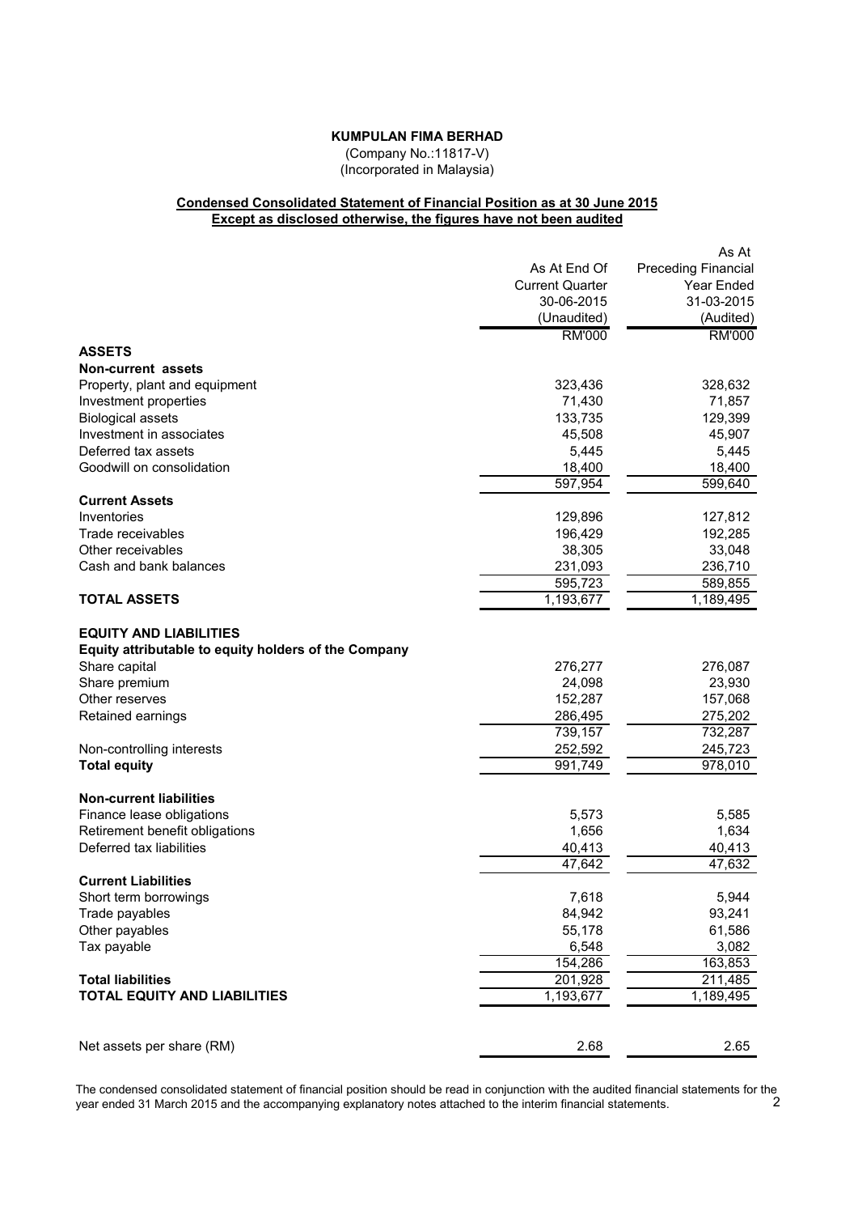**KUMPULAN FIMA BERHAD**

(Company No.:11817-V)
(Incorporated in Malaysia)

**Condensed Consolidated Statement of Financial Position as at 30 June 2015**
**Except as disclosed otherwise, the figures have not been audited**

| | As At End Of Current Quarter 30-06-2015 (Unaudited) | As At Preceding Financial Year Ended 31-03-2015 (Audited) |
|---|---|---|
| | RM'000 | RM'000 |
| **ASSETS** | | |
| **Non-current assets** | | |
| Property, plant and equipment | 323,436 | 328,632 |
| Investment properties | 71,430 | 71,857 |
| Biological assets | 133,735 | 129,399 |
| Investment in associates | 45,508 | 45,907 |
| Deferred tax assets | 5,445 | 5,445 |
| Goodwill on consolidation | 18,400 | 18,400 |
| | 597,954 | 599,640 |
| **Current Assets** | | |
| Inventories | 129,896 | 127,812 |
| Trade receivables | 196,429 | 192,285 |
| Other receivables | 38,305 | 33,048 |
| Cash and bank balances | 231,093 | 236,710 |
| | 595,723 | 589,855 |
| **TOTAL ASSETS** | 1,193,677 | 1,189,495 |
| | | |
| **EQUITY AND LIABILITIES** | | |
| **Equity attributable to equity holders of the Company** | | |
| Share capital | 276,277 | 276,087 |
| Share premium | 24,098 | 23,930 |
| Other reserves | 152,287 | 157,068 |
| Retained earnings | 286,495 | 275,202 |
| | 739,157 | 732,287 |
| Non-controlling interests | 252,592 | 245,723 |
| **Total equity** | 991,749 | 978,010 |
| | | |
| **Non-current liabilities** | | |
| Finance lease obligations | 5,573 | 5,585 |
| Retirement benefit obligations | 1,656 | 1,634 |
| Deferred tax liabilities | 40,413 | 40,413 |
| | 47,642 | 47,632 |
| **Current Liabilities** | | |
| Short term borrowings | 7,618 | 5,944 |
| Trade payables | 84,942 | 93,241 |
| Other payables | 55,178 | 61,586 |
| Tax payable | 6,548 | 3,082 |
| | 154,286 | 163,853 |
| **Total liabilities** | 201,928 | 211,485 |
| **TOTAL EQUITY AND LIABILITIES** | 1,193,677 | 1,189,495 |
| | | |
| Net assets per share (RM) | 2.68 | 2.65 |

The condensed consolidated statement of financial position should be read in conjunction with the audited financial statements for the year ended 31 March 2015 and the accompanying explanatory notes attached to the interim financial statements.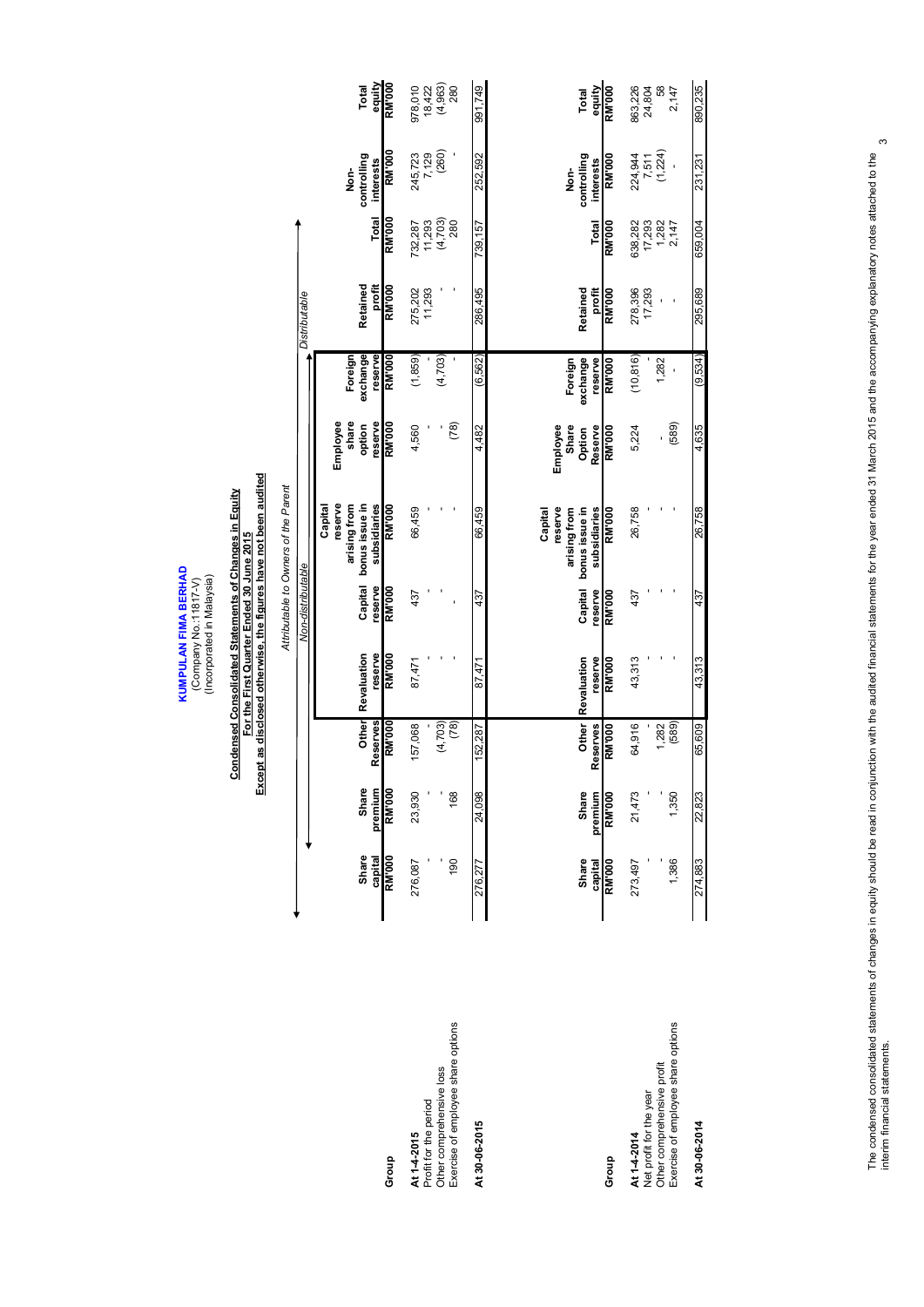**KUMPULAN FIMA BERHAD**
(Company No.:11817-V)
(Incorporated in Malaysia)

**Condensed Consolidated Statements of Changes in Equity**
**For the First Quarter Ended 30 June 2015**
**Except as disclosed otherwise, the figures have not been audited**

*Attributable to Owners of the Parent*

| | *Non-distributable* | | | | | | | | *Distributable* | | | |
|---|---|---|---|---|---|---|---|---|---|---|---|---|
| **Group** | **Share capital RM'000** | **Share premium RM'000** | **Other Reserves RM'000** | **Revaluation reserve RM'000** | **Capital reserve RM'000** | **Capital reserve arising from bonus issue in subsidiaries RM'000** | **Employee share option reserve RM'000** | **Foreign exchange reserve RM'000** | **Retained profit RM'000** | **Total RM'000** | **Non-controlling interests RM'000** | **Total equity RM'000** |
| **At 1-4-2015** | 276,087 | 23,930 | 157,068 | 87,471 | 437 | 66,459 | 4,560 | (1,859) | 275,202 | 732,287 | 245,723 | 978,010 |
| Profit for the period | - | - | - | - | - | - | - | - | 11,293 | 11,293 | 7,129 | 18,422 |
| Other comprehensive loss | - | - | (4,703) | - | - | - | - | (4,703) | - | (4,703) | (260) | (4,963) |
| Exercise of employee share options | 190 | 168 | (78) | - | - | - | (78) | - | - | 280 | - | 280 |
| **At 30-06-2015** | 276,277 | 24,098 | 152,287 | 87,471 | 437 | 66,459 | 4,482 | (6,562) | 286,495 | 739,157 | 252,592 | 991,749 |

| **Group** | **Share capital RM'000** | **Share premium RM'000** | **Other Reserves RM'000** | **Revaluation reserve RM'000** | **Capital reserve RM'000** | **Capital reserve arising from bonus issue in subsidiaries RM'000** | **Employee Share Option Reserve RM'000** | **Foreign exchange reserve RM'000** | **Retained profit RM'000** | **Total RM'000** | **Non-controlling interests RM'000** | **Total equity RM'000** |
|---|---|---|---|---|---|---|---|---|---|---|---|---|
| **At 1-4-2014** | 273,497 | 21,473 | 64,916 | 43,313 | 437 | 26,758 | 5,224 | (10,816) | 278,396 | 638,282 | 224,944 | 863,226 |
| Net profit for the year | - | - | - | - | - | - | - | - | 17,293 | 17,293 | 7,511 | 24,804 |
| Other comprehensive profit | - | - | 1,282 | - | - | - | - | 1,282 | - | 1,282 | (1,224) | 58 |
| Exercise of employee share options | 1,386 | 1,350 | (589) | - | - | - | (589) | - | - | 2,147 | - | 2,147 |
| **At 30-06-2014** | 274,883 | 22,823 | 65,609 | 43,313 | 437 | 26,758 | 4,635 | (9,534) | 295,689 | 659,004 | 231,231 | 890,235 |

The condensed consolidated statements of changes in equity should be read in conjunction with the audited financial statements for the year ended 31 March 2015 and the accompanying explanatory notes attached to the interim financial statements.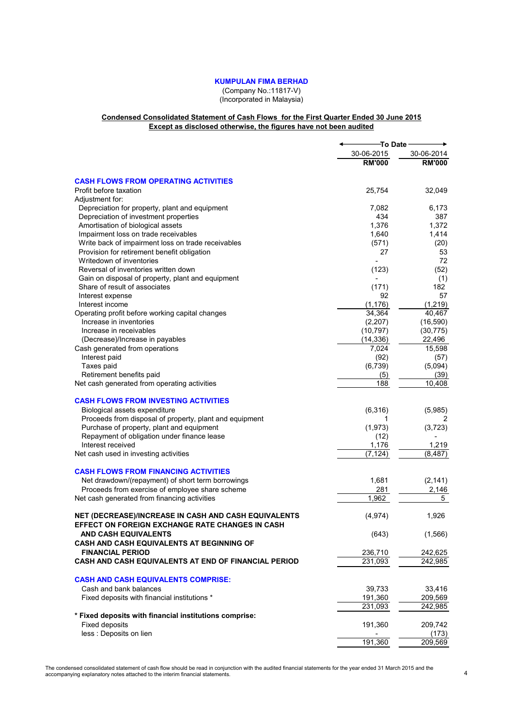**KUMPULAN FIMA BERHAD**
(Company No.:11817-V)
(Incorporated in Malaysia)

**Condensed Consolidated Statement of Cash Flows for the First Quarter Ended 30 June 2015**
**Except as disclosed otherwise, the figures have not been audited**

| | To Date | |
|---|---|---|
| | 30-06-2015 | 30-06-2014 |
| | **RM'000** | **RM'000** |
| **CASH FLOWS FROM OPERATING ACTIVITIES** | | |
| Profit before taxation | 25,754 | 32,049 |
| Adjustment for: | | |
| Depreciation for property, plant and equipment | 7,082 | 6,173 |
| Depreciation of investment properties | 434 | 387 |
| Amortisation of biological assets | 1,376 | 1,372 |
| Impairment loss on trade receivables | 1,640 | 1,414 |
| Write back of impairment loss on trade receivables | (571) | (20) |
| Provision for retirement benefit obligation | 27 | 53 |
| Writedown of inventories | - | 72 |
| Reversal of inventories written down | (123) | (52) |
| Gain on disposal of property, plant and equipment | - | (1) |
| Share of result of associates | (171) | 182 |
| Interest expense | 92 | 57 |
| Interest income | (1,176) | (1,219) |
| Operating profit before working capital changes | 34,364 | 40,467 |
| Increase in inventories | (2,207) | (16,590) |
| Increase in receivables | (10,797) | (30,775) |
| (Decrease)/Increase in payables | (14,336) | 22,496 |
| Cash generated from operations | 7,024 | 15,598 |
| Interest paid | (92) | (57) |
| Taxes paid | (6,739) | (5,094) |
| Retirement benefits paid | (5) | (39) |
| Net cash generated from operating activities | 188 | 10,408 |
| **CASH FLOWS FROM INVESTING ACTIVITIES** | | |
| Biological assets expenditure | (6,316) | (5,985) |
| Proceeds from disposal of property, plant and equipment | 1 | 2 |
| Purchase of property, plant and equipment | (1,973) | (3,723) |
| Repayment of obligation under finance lease | (12) | - |
| Interest received | 1,176 | 1,219 |
| Net cash used in investing activities | (7,124) | (8,487) |
| **CASH FLOWS FROM FINANCING ACTIVITIES** | | |
| Net drawdown/(repayment) of short term borrowings | 1,681 | (2,141) |
| Proceeds from exercise of employee share scheme | 281 | 2,146 |
| Net cash generated from financing activities | 1,962 | 5 |
| **NET (DECREASE)/INCREASE IN CASH AND CASH EQUIVALENTS** | (4,974) | 1,926 |
| **EFFECT ON FOREIGN EXCHANGE RATE CHANGES IN CASH AND CASH EQUIVALENTS** | (643) | (1,566) |
| **CASH AND CASH EQUIVALENTS AT BEGINNING OF FINANCIAL PERIOD** | 236,710 | 242,625 |
| **CASH AND CASH EQUIVALENTS AT END OF FINANCIAL PERIOD** | 231,093 | 242,985 |
| **CASH AND CASH EQUIVALENTS COMPRISE:** | | |
| Cash and bank balances | 39,733 | 33,416 |
| Fixed deposits with financial institutions * | 191,360 | 209,569 |
| | 231,093 | 242,985 |
| **\* Fixed deposits with financial institutions comprise:** | | |
| Fixed deposits | 191,360 | 209,742 |
| less : Deposits on lien | - | (173) |
| | 191,360 | 209,569 |

The condensed consolidated statement of cash flow should be read in conjunction with the audited financial statements for the year ended 31 March 2015 and the accompanying explanatory notes attached to the interim financial statements.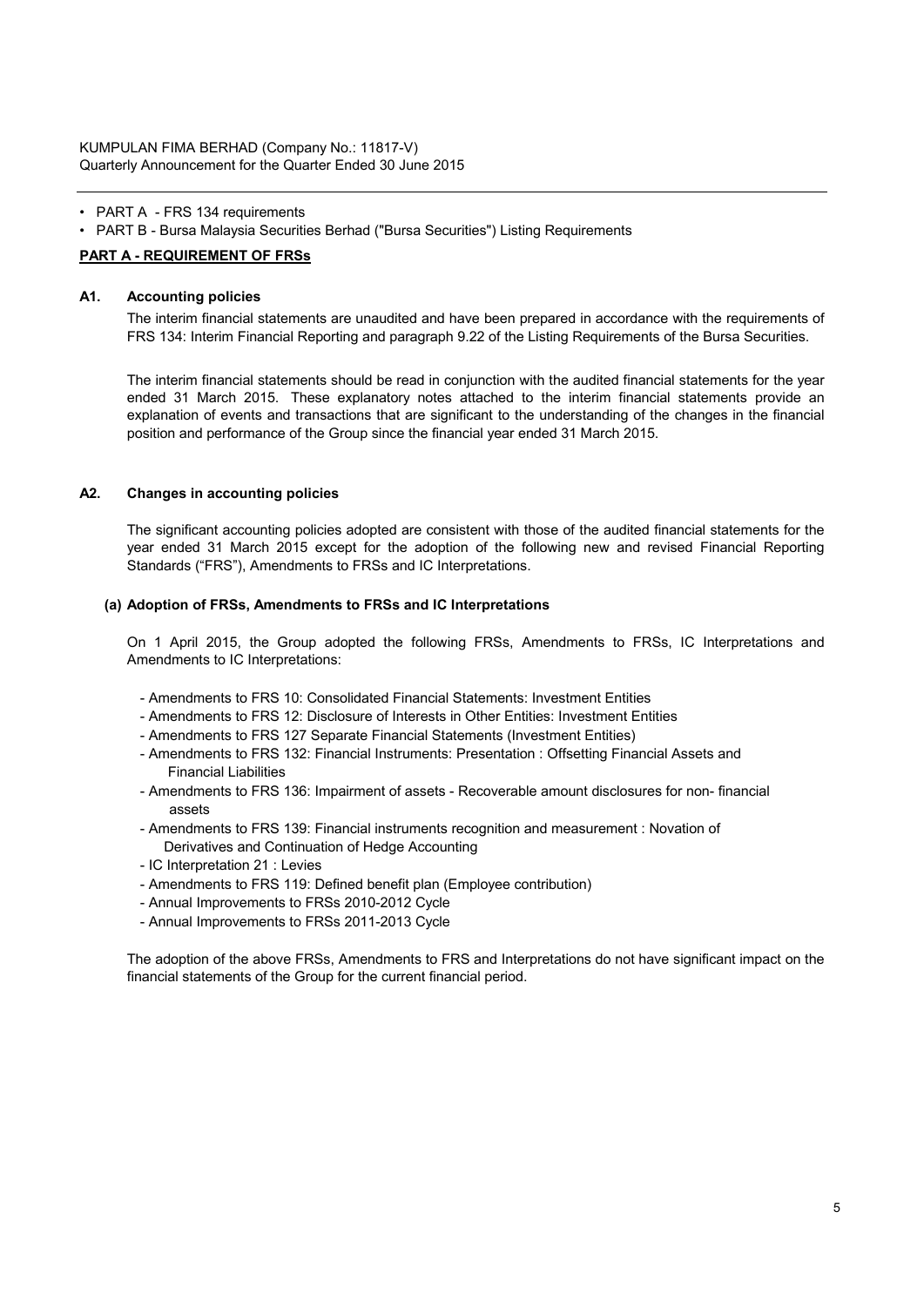- PART A - FRS 134 requirements
- PART B - Bursa Malaysia Securities Berhad ("Bursa Securities") Listing Requirements

**PART A - REQUIREMENT OF FRSs**

### A1. Accounting policies

The interim financial statements are unaudited and have been prepared in accordance with the requirements of FRS 134: Interim Financial Reporting and paragraph 9.22 of the Listing Requirements of the Bursa Securities.

The interim financial statements should be read in conjunction with the audited financial statements for the year ended 31 March 2015. These explanatory notes attached to the interim financial statements provide an explanation of events and transactions that are significant to the understanding of the changes in the financial position and performance of the Group since the financial year ended 31 March 2015.

### A2. Changes in accounting policies

The significant accounting policies adopted are consistent with those of the audited financial statements for the year ended 31 March 2015 except for the adoption of the following new and revised Financial Reporting Standards ("FRS"), Amendments to FRSs and IC Interpretations.

**(a) Adoption of FRSs, Amendments to FRSs and IC Interpretations**

On 1 April 2015, the Group adopted the following FRSs, Amendments to FRSs, IC Interpretations and Amendments to IC Interpretations:

- Amendments to FRS 10: Consolidated Financial Statements: Investment Entities
- Amendments to FRS 12: Disclosure of Interests in Other Entities: Investment Entities
- Amendments to FRS 127 Separate Financial Statements (Investment Entities)
- Amendments to FRS 132: Financial Instruments: Presentation : Offsetting Financial Assets and Financial Liabilities
- Amendments to FRS 136: Impairment of assets - Recoverable amount disclosures for non- financial assets
- Amendments to FRS 139: Financial instruments recognition and measurement : Novation of Derivatives and Continuation of Hedge Accounting
- IC Interpretation 21 : Levies
- Amendments to FRS 119: Defined benefit plan (Employee contribution)
- Annual Improvements to FRSs 2010-2012 Cycle
- Annual Improvements to FRSs 2011-2013 Cycle

The adoption of the above FRSs, Amendments to FRS and Interpretations do not have significant impact on the financial statements of the Group for the current financial period.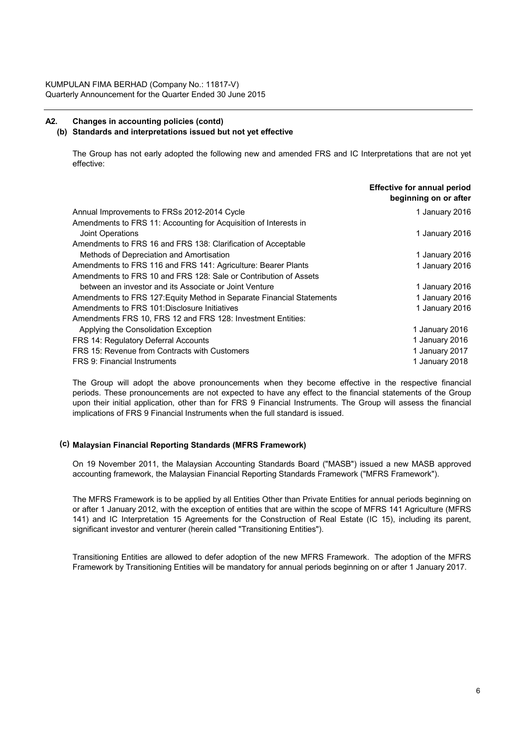## A2. Changes in accounting policies (contd)

### (b) Standards and interpretations issued but not yet effective

The Group has not early adopted the following new and amended FRS and IC Interpretations that are not yet effective:

| | Effective for annual period beginning on or after |
|---|---|
| Annual Improvements to FRSs 2012-2014 Cycle | 1 January 2016 |
| Amendments to FRS 11: Accounting for Acquisition of Interests in Joint Operations | 1 January 2016 |
| Amendments to FRS 16 and FRS 138: Clarification of Acceptable Methods of Depreciation and Amortisation | 1 January 2016 |
| Amendments to FRS 116 and FRS 141: Agriculture: Bearer Plants | 1 January 2016 |
| Amendments to FRS 10 and FRS 128: Sale or Contribution of Assets between an investor and its Associate or Joint Venture | 1 January 2016 |
| Amendments to FRS 127:Equity Method in Separate Financial Statements | 1 January 2016 |
| Amendments to FRS 101:Disclosure Initiatives | 1 January 2016 |
| Amendments FRS 10, FRS 12 and FRS 128: Investment Entities: Applying the Consolidation Exception | 1 January 2016 |
| FRS 14: Regulatory Deferral Accounts | 1 January 2016 |
| FRS 15: Revenue from Contracts with Customers | 1 January 2017 |
| FRS 9: Financial Instruments | 1 January 2018 |

The Group will adopt the above pronouncements when they become effective in the respective financial periods. These pronouncements are not expected to have any effect to the financial statements of the Group upon their initial application, other than for FRS 9 Financial Instruments. The Group will assess the financial implications of FRS 9 Financial Instruments when the full standard is issued.

### (c) Malaysian Financial Reporting Standards (MFRS Framework)

On 19 November 2011, the Malaysian Accounting Standards Board ("MASB") issued a new MASB approved accounting framework, the Malaysian Financial Reporting Standards Framework ("MFRS Framework").

The MFRS Framework is to be applied by all Entities Other than Private Entities for annual periods beginning on or after 1 January 2012, with the exception of entities that are within the scope of MFRS 141 Agriculture (MFRS 141) and IC Interpretation 15 Agreements for the Construction of Real Estate (IC 15), including its parent, significant investor and venturer (herein called "Transitioning Entities").

Transitioning Entities are allowed to defer adoption of the new MFRS Framework. The adoption of the MFRS Framework by Transitioning Entities will be mandatory for annual periods beginning on or after 1 January 2017.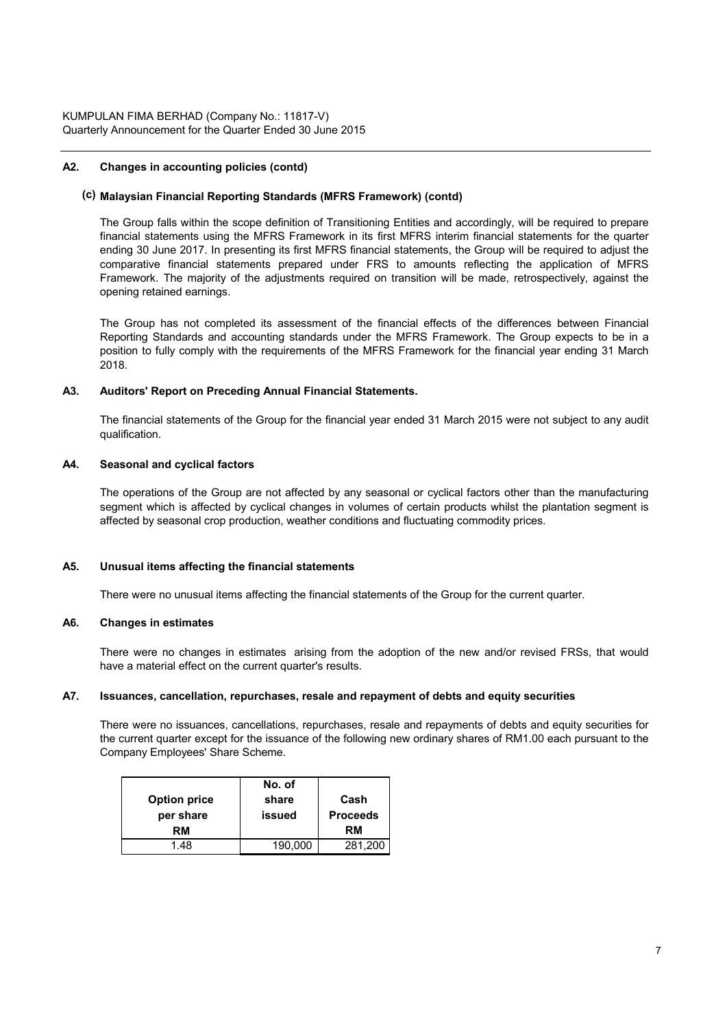## A2. Changes in accounting policies (contd)

### (c) Malaysian Financial Reporting Standards (MFRS Framework) (contd)

The Group falls within the scope definition of Transitioning Entities and accordingly, will be required to prepare financial statements using the MFRS Framework in its first MFRS interim financial statements for the quarter ending 30 June 2017. In presenting its first MFRS financial statements, the Group will be required to adjust the comparative financial statements prepared under FRS to amounts reflecting the application of MFRS Framework. The majority of the adjustments required on transition will be made, retrospectively, against the opening retained earnings.

The Group has not completed its assessment of the financial effects of the differences between Financial Reporting Standards and accounting standards under the MFRS Framework. The Group expects to be in a position to fully comply with the requirements of the MFRS Framework for the financial year ending 31 March 2018.

## A3. Auditors' Report on Preceding Annual Financial Statements.

The financial statements of the Group for the financial year ended 31 March 2015 were not subject to any audit qualification.

## A4. Seasonal and cyclical factors

The operations of the Group are not affected by any seasonal or cyclical factors other than the manufacturing segment which is affected by cyclical changes in volumes of certain products whilst the plantation segment is affected by seasonal crop production, weather conditions and fluctuating commodity prices.

## A5. Unusual items affecting the financial statements

There were no unusual items affecting the financial statements of the Group for the current quarter.

## A6. Changes in estimates

There were no changes in estimates arising from the adoption of the new and/or revised FRSs, that would have a material effect on the current quarter's results.

## A7. Issuances, cancellation, repurchases, resale and repayment of debts and equity securities

There were no issuances, cancellations, repurchases, resale and repayments of debts and equity securities for the current quarter except for the issuance of the following new ordinary shares of RM1.00 each pursuant to the Company Employees' Share Scheme.

| Option price per share RM | No. of share issued | Cash Proceeds RM |
|---|---|---|
| 1.48 | 190,000 | 281,200 |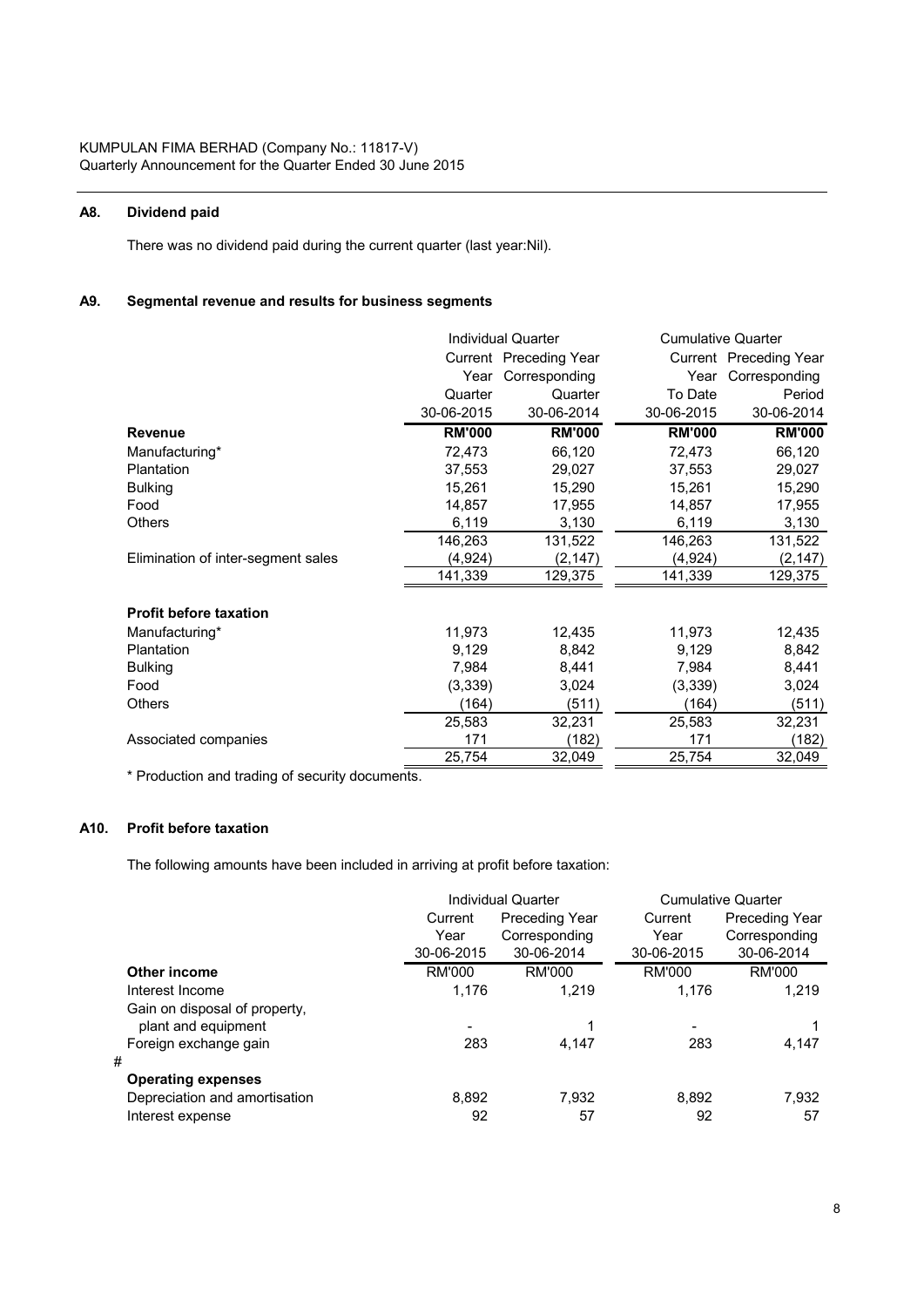## A8. Dividend paid

There was no dividend paid during the current quarter (last year:Nil).

## A9. Segmental revenue and results for business segments

| | Individual Quarter | | Cumulative Quarter | |
|---|---|---|---|---|
| | Current Year Quarter | Preceding Year Corresponding Quarter | Current Year To Date | Preceding Year Corresponding Period |
| | 30-06-2015 | 30-06-2014 | 30-06-2015 | 30-06-2014 |
| **Revenue** | **RM'000** | **RM'000** | **RM'000** | **RM'000** |
| Manufacturing* | 72,473 | 66,120 | 72,473 | 66,120 |
| Plantation | 37,553 | 29,027 | 37,553 | 29,027 |
| Bulking | 15,261 | 15,290 | 15,261 | 15,290 |
| Food | 14,857 | 17,955 | 14,857 | 17,955 |
| Others | 6,119 | 3,130 | 6,119 | 3,130 |
| | 146,263 | 131,522 | 146,263 | 131,522 |
| Elimination of inter-segment sales | (4,924) | (2,147) | (4,924) | (2,147) |
| | 141,339 | 129,375 | 141,339 | 129,375 |
| **Profit before taxation** | | | | |
| Manufacturing* | 11,973 | 12,435 | 11,973 | 12,435 |
| Plantation | 9,129 | 8,842 | 9,129 | 8,842 |
| Bulking | 7,984 | 8,441 | 7,984 | 8,441 |
| Food | (3,339) | 3,024 | (3,339) | 3,024 |
| Others | (164) | (511) | (164) | (511) |
| | 25,583 | 32,231 | 25,583 | 32,231 |
| Associated companies | 171 | (182) | 171 | (182) |
| | 25,754 | 32,049 | 25,754 | 32,049 |

* Production and trading of security documents.

## A10. Profit before taxation

The following amounts have been included in arriving at profit before taxation:

| | Individual Quarter | | Cumulative Quarter | |
|---|---|---|---|---|
| | Current Year | Preceding Year Corresponding | Current Year | Preceding Year Corresponding |
| | 30-06-2015 | 30-06-2014 | 30-06-2015 | 30-06-2014 |
| **Other income** | RM'000 | RM'000 | RM'000 | RM'000 |
| Interest Income | 1,176 | 1,219 | 1,176 | 1,219 |
| Gain on disposal of property, plant and equipment | - | 1 | - | 1 |
| Foreign exchange gain | 283 | 4,147 | 283 | 4,147 |
| # | | | | |
| **Operating expenses** | | | | |
| Depreciation and amortisation | 8,892 | 7,932 | 8,892 | 7,932 |
| Interest expense | 92 | 57 | 92 | 57 |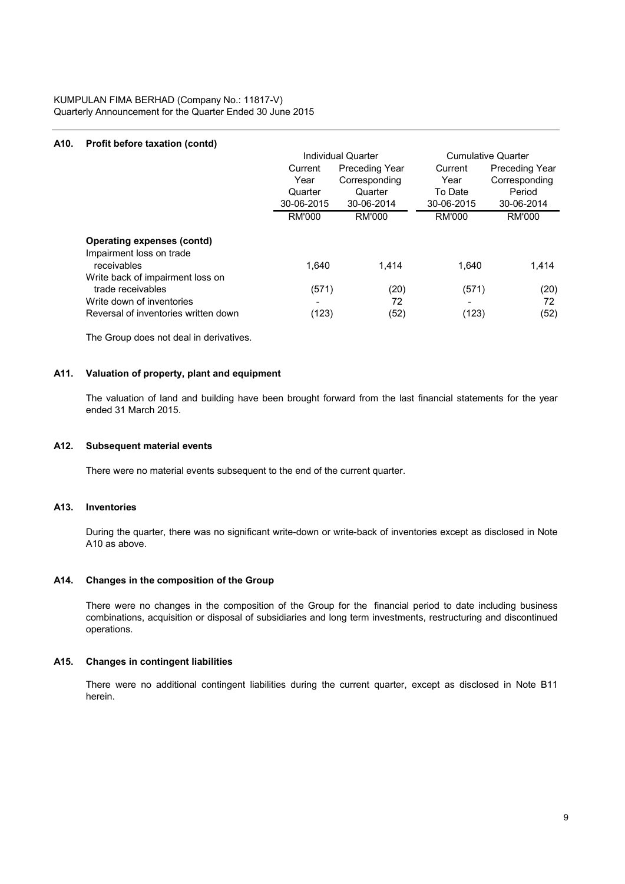## A10. Profit before taxation (contd)

| | Individual Quarter | | Cumulative Quarter | |
|---|---|---|---|---|
| | Current Year Quarter 30-06-2015 | Preceding Year Corresponding Quarter 30-06-2014 | Current Year To Date 30-06-2015 | Preceding Year Corresponding Period 30-06-2014 |
| | RM'000 | RM'000 | RM'000 | RM'000 |
| **Operating expenses (contd)** | | | | |
| Impairment loss on trade receivables | 1,640 | 1,414 | 1,640 | 1,414 |
| Write back of impairment loss on trade receivables | (571) | (20) | (571) | (20) |
| Write down of inventories | - | 72 | - | 72 |
| Reversal of inventories written down | (123) | (52) | (123) | (52) |

The Group does not deal in derivatives.

## A11. Valuation of property, plant and equipment

The valuation of land and building have been brought forward from the last financial statements for the year ended 31 March 2015.

## A12. Subsequent material events

There were no material events subsequent to the end of the current quarter.

## A13. Inventories

During the quarter, there was no significant write-down or write-back of inventories except as disclosed in Note A10 as above.

## A14. Changes in the composition of the Group

There were no changes in the composition of the Group for the financial period to date including business combinations, acquisition or disposal of subsidiaries and long term investments, restructuring and discontinued operations.

## A15. Changes in contingent liabilities

There were no additional contingent liabilities during the current quarter, except as disclosed in Note B11 herein.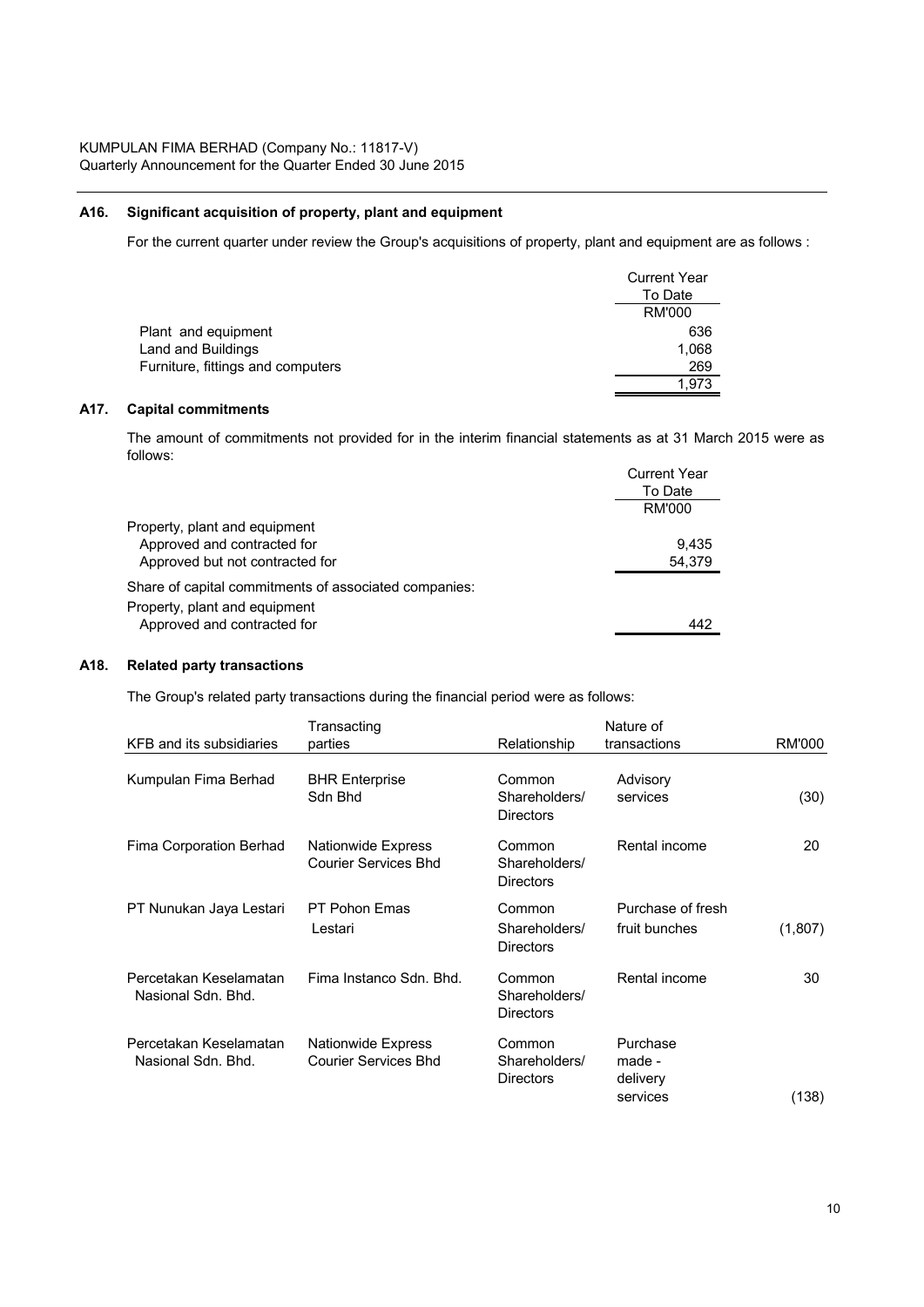KUMPULAN FIMA BERHAD (Company No.: 11817-V)
Quarterly Announcement for the Quarter Ended 30 June 2015

## A16. Significant acquisition of property, plant and equipment

For the current quarter under review the Group's acquisitions of property, plant and equipment are as follows :

| | Current Year To Date |
|---|---|
| | RM'000 |
| Plant and equipment | 636 |
| Land and Buildings | 1,068 |
| Furniture, fittings and computers | 269 |
| | 1,973 |

## A17. Capital commitments

The amount of commitments not provided for in the interim financial statements as at 31 March 2015 were as follows:

| | Current Year To Date |
|---|---|
| | RM'000 |
| Property, plant and equipment | |
| Approved and contracted for | 9,435 |
| Approved but not contracted for | 54,379 |
| Share of capital commitments of associated companies: | |
| Property, plant and equipment | |
| Approved and contracted for | 442 |

## A18. Related party transactions

The Group's related party transactions during the financial period were as follows:

| KFB and its subsidiaries | Transacting parties | Relationship | Nature of transactions | RM'000 |
|---|---|---|---|---|
| Kumpulan Fima Berhad | BHR Enterprise Sdn Bhd | Common Shareholders/ Directors | Advisory services | (30) |
| Fima Corporation Berhad | Nationwide Express Courier Services Bhd | Common Shareholders/ Directors | Rental income | 20 |
| PT Nunukan Jaya Lestari | PT Pohon Emas Lestari | Common Shareholders/ Directors | Purchase of fresh fruit bunches | (1,807) |
| Percetakan Keselamatan Nasional Sdn. Bhd. | Fima Instanco Sdn. Bhd. | Common Shareholders/ Directors | Rental income | 30 |
| Percetakan Keselamatan Nasional Sdn. Bhd. | Nationwide Express Courier Services Bhd | Common Shareholders/ Directors | Purchase made - delivery services | (138) |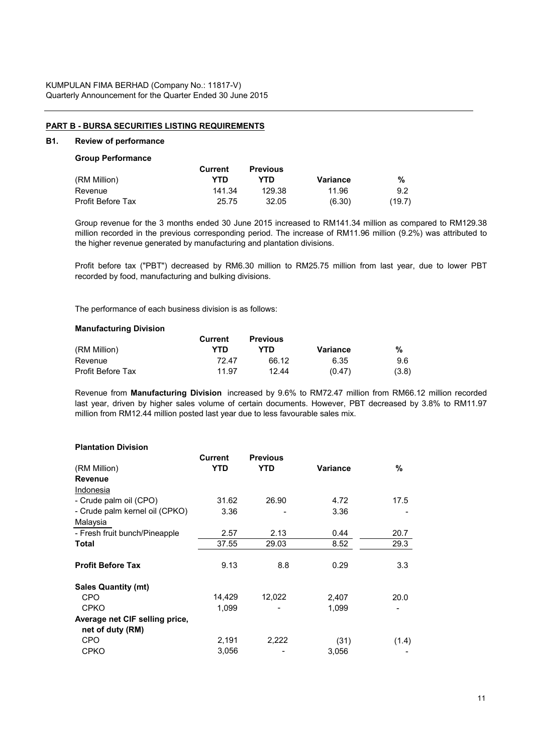## PART B - BURSA SECURITIES LISTING REQUIREMENTS

### B1. Review of performance

**Group Performance**

| (RM Million) | Current YTD | Previous YTD | Variance | % |
|---|---|---|---|---|
| Revenue | 141.34 | 129.38 | 11.96 | 9.2 |
| Profit Before Tax | 25.75 | 32.05 | (6.30) | (19.7) |

Group revenue for the 3 months ended 30 June 2015 increased to RM141.34 million as compared to RM129.38 million recorded in the previous corresponding period. The increase of RM11.96 million (9.2%) was attributed to the higher revenue generated by manufacturing and plantation divisions.

Profit before tax ("PBT") decreased by RM6.30 million to RM25.75 million from last year, due to lower PBT recorded by food, manufacturing and bulking divisions.

The performance of each business division is as follows:

**Manufacturing Division**

| (RM Million) | Current YTD | Previous YTD | Variance | % |
|---|---|---|---|---|
| Revenue | 72.47 | 66.12 | 6.35 | 9.6 |
| Profit Before Tax | 11.97 | 12.44 | (0.47) | (3.8) |

Revenue from **Manufacturing Division** increased by 9.6% to RM72.47 million from RM66.12 million recorded last year, driven by higher sales volume of certain documents. However, PBT decreased by 3.8% to RM11.97 million from RM12.44 million posted last year due to less favourable sales mix.

**Plantation Division**

| (RM Million) | Current YTD | Previous YTD | Variance | % |
|---|---|---|---|---|
| **Revenue** | | | | |
| Indonesia | | | | |
| - Crude palm oil (CPO) | 31.62 | 26.90 | 4.72 | 17.5 |
| - Crude palm kernel oil (CPKO) | 3.36 | - | 3.36 | - |
| Malaysia | | | | |
| - Fresh fruit bunch/Pineapple | 2.57 | 2.13 | 0.44 | 20.7 |
| **Total** | 37.55 | 29.03 | 8.52 | 29.3 |
| **Profit Before Tax** | 9.13 | 8.8 | 0.29 | 3.3 |
| **Sales Quantity (mt)** | | | | |
| CPO | 14,429 | 12,022 | 2,407 | 20.0 |
| CPKO | 1,099 | - | 1,099 | - |
| **Average net CIF selling price, net of duty (RM)** | | | | |
| CPO | 2,191 | 2,222 | (31) | (1.4) |
| CPKO | 3,056 | - | 3,056 | - |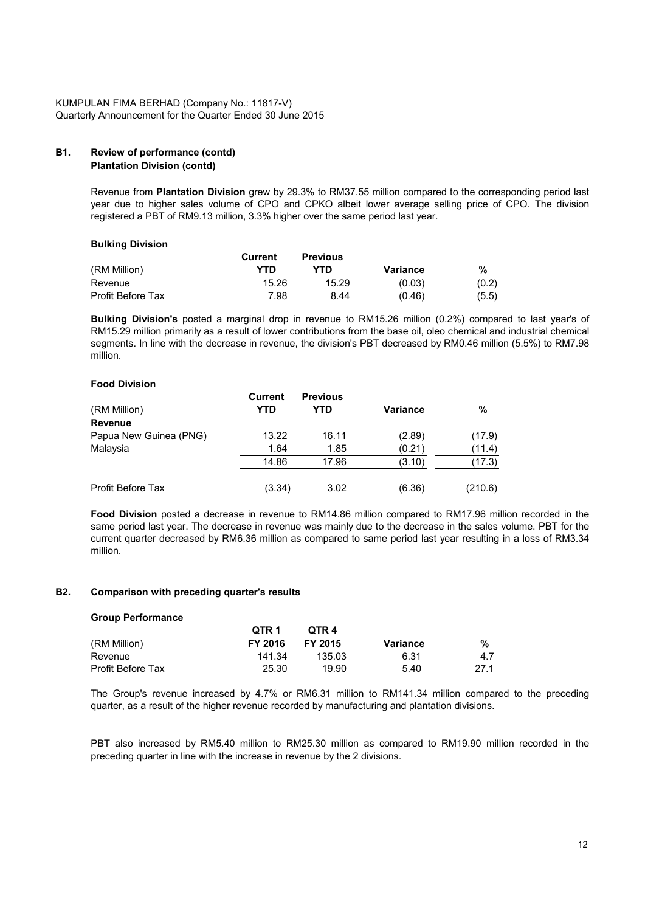KUMPULAN FIMA BERHAD (Company No.: 11817-V)
Quarterly Announcement for the Quarter Ended 30 June 2015

## B1. Review of performance (contd)

**Plantation Division (contd)**

Revenue from **Plantation Division** grew by 29.3% to RM37.55 million compared to the corresponding period last year due to higher sales volume of CPO and CPKO albeit lower average selling price of CPO. The division registered a PBT of RM9.13 million, 3.3% higher over the same period last year.

**Bulking Division**

| (RM Million) | Current YTD | Previous YTD | Variance | % |
|---|---|---|---|---|
| Revenue | 15.26 | 15.29 | (0.03) | (0.2) |
| Profit Before Tax | 7.98 | 8.44 | (0.46) | (5.5) |

**Bulking Division's** posted a marginal drop in revenue to RM15.26 million (0.2%) compared to last year's of RM15.29 million primarily as a result of lower contributions from the base oil, oleo chemical and industrial chemical segments. In line with the decrease in revenue, the division's PBT decreased by RM0.46 million (5.5%) to RM7.98 million.

**Food Division**

| (RM Million) | Current YTD | Previous YTD | Variance | % |
|---|---|---|---|---|
| **Revenue** | | | | |
| Papua New Guinea (PNG) | 13.22 | 16.11 | (2.89) | (17.9) |
| Malaysia | 1.64 | 1.85 | (0.21) | (11.4) |
| | 14.86 | 17.96 | (3.10) | (17.3) |
| Profit Before Tax | (3.34) | 3.02 | (6.36) | (210.6) |

**Food Division** posted a decrease in revenue to RM14.86 million compared to RM17.96 million recorded in the same period last year. The decrease in revenue was mainly due to the decrease in the sales volume. PBT for the current quarter decreased by RM6.36 million as compared to same period last year resulting in a loss of RM3.34 million.

## B2. Comparison with preceding quarter's results

**Group Performance**

| (RM Million) | QTR 1 FY 2016 | QTR 4 FY 2015 | Variance | % |
|---|---|---|---|---|
| Revenue | 141.34 | 135.03 | 6.31 | 4.7 |
| Profit Before Tax | 25.30 | 19.90 | 5.40 | 27.1 |

The Group's revenue increased by 4.7% or RM6.31 million to RM141.34 million compared to the preceding quarter, as a result of the higher revenue recorded by manufacturing and plantation divisions.

PBT also increased by RM5.40 million to RM25.30 million as compared to RM19.90 million recorded in the preceding quarter in line with the increase in revenue by the 2 divisions.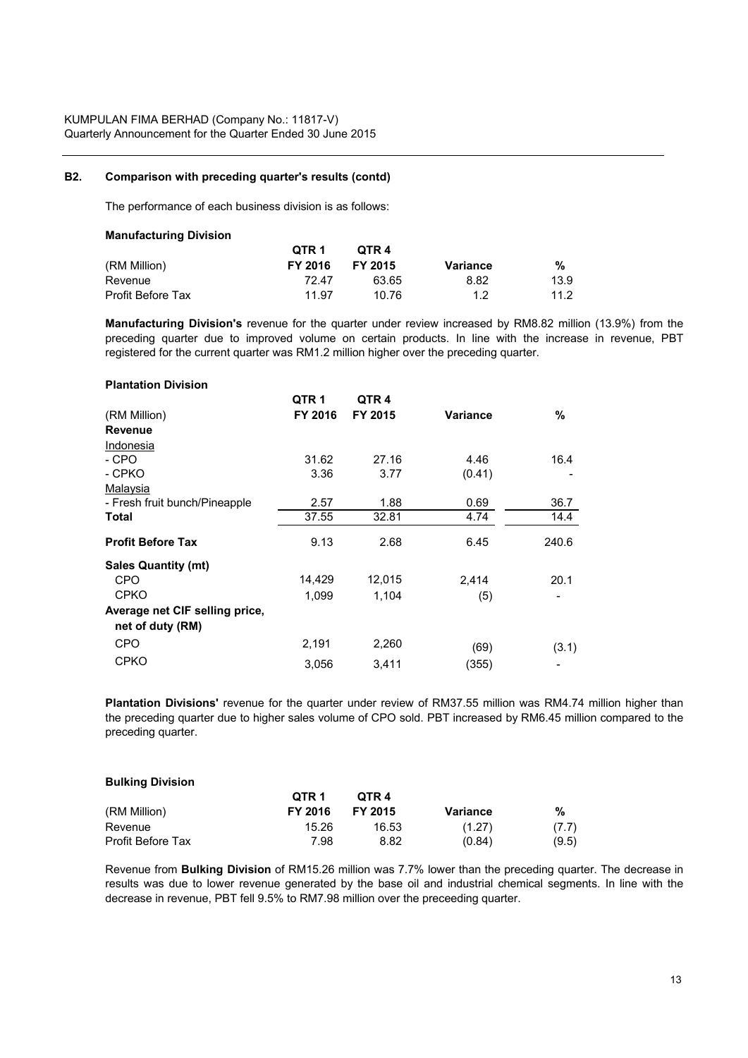KUMPULAN FIMA BERHAD (Company No.: 11817-V)
Quarterly Announcement for the Quarter Ended 30 June 2015

## B2. Comparison with preceding quarter's results (contd)

The performance of each business division is as follows:

**Manufacturing Division**

| (RM Million) | QTR 1 FY 2016 | QTR 4 FY 2015 | Variance | % |
|---|---|---|---|---|
| Revenue | 72.47 | 63.65 | 8.82 | 13.9 |
| Profit Before Tax | 11.97 | 10.76 | 1.2 | 11.2 |

**Manufacturing Division's** revenue for the quarter under review increased by RM8.82 million (13.9%) from the preceding quarter due to improved volume on certain products. In line with the increase in revenue, PBT registered for the current quarter was RM1.2 million higher over the preceding quarter.

**Plantation Division**

| (RM Million) | QTR 1 FY 2016 | QTR 4 FY 2015 | Variance | % |
|---|---|---|---|---|
| **Revenue** | | | | |
| Indonesia | | | | |
| - CPO | 31.62 | 27.16 | 4.46 | 16.4 |
| - CPKO | 3.36 | 3.77 | (0.41) | - |
| Malaysia | | | | |
| - Fresh fruit bunch/Pineapple | 2.57 | 1.88 | 0.69 | 36.7 |
| **Total** | 37.55 | 32.81 | 4.74 | 14.4 |
| **Profit Before Tax** | 9.13 | 2.68 | 6.45 | 240.6 |
| **Sales Quantity (mt)** | | | | |
| CPO | 14,429 | 12,015 | 2,414 | 20.1 |
| CPKO | 1,099 | 1,104 | (5) | - |
| **Average net CIF selling price, net of duty (RM)** | | | | |
| CPO | 2,191 | 2,260 | (69) | (3.1) |
| CPKO | 3,056 | 3,411 | (355) | - |

**Plantation Divisions'** revenue for the quarter under review of RM37.55 million was RM4.74 million higher than the preceding quarter due to higher sales volume of CPO sold. PBT increased by RM6.45 million compared to the preceding quarter.

**Bulking Division**

| (RM Million) | QTR 1 FY 2016 | QTR 4 FY 2015 | Variance | % |
|---|---|---|---|---|
| Revenue | 15.26 | 16.53 | (1.27) | (7.7) |
| Profit Before Tax | 7.98 | 8.82 | (0.84) | (9.5) |

Revenue from **Bulking Division** of RM15.26 million was 7.7% lower than the preceding quarter. The decrease in results was due to lower revenue generated by the base oil and industrial chemical segments. In line with the decrease in revenue, PBT fell 9.5% to RM7.98 million over the preceeding quarter.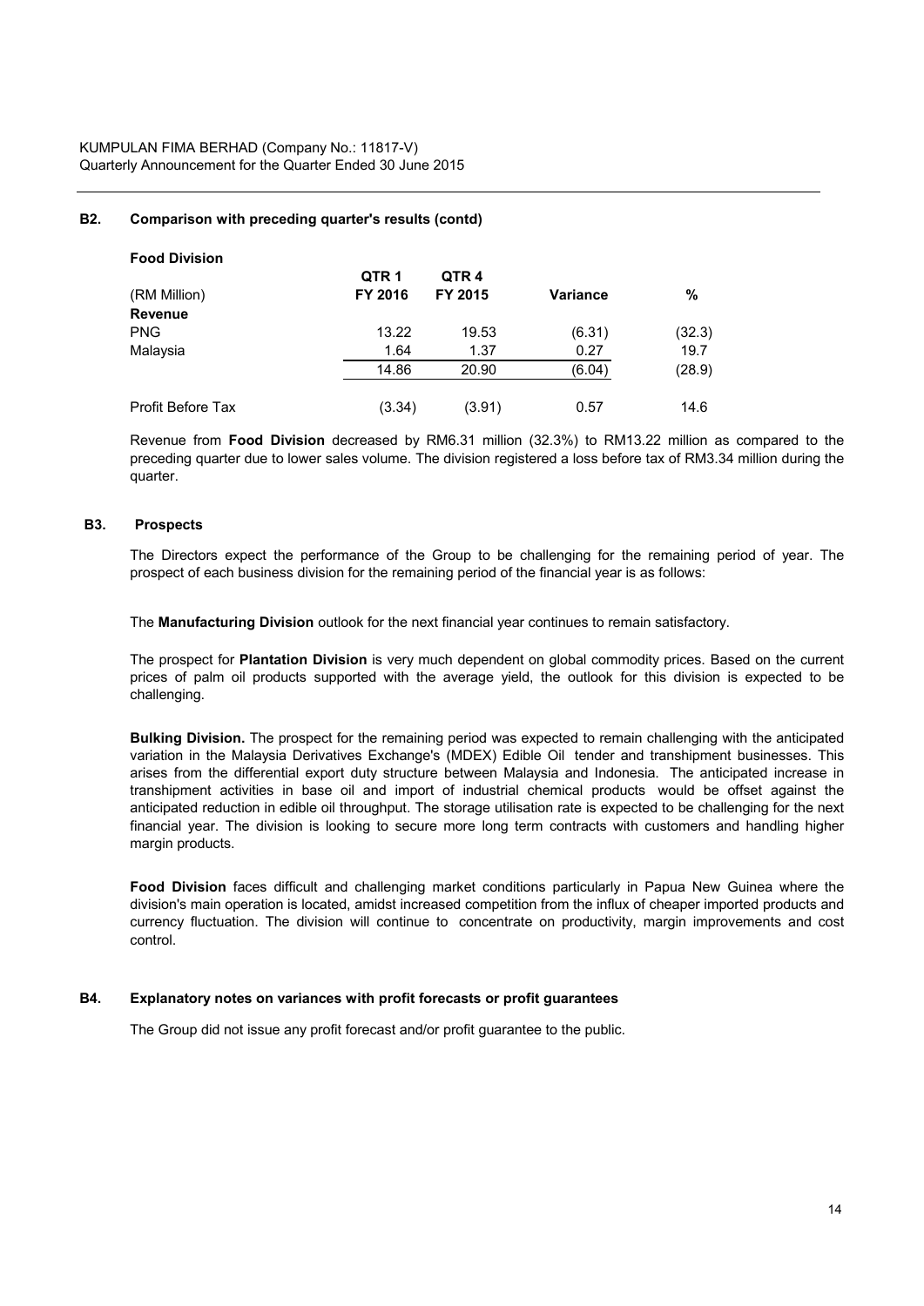### B2. Comparison with preceding quarter's results (contd)

**Food Division**

| (RM Million) | QTR 1 FY 2016 | QTR 4 FY 2015 | Variance | % |
|---|---|---|---|---|
| **Revenue** | | | | |
| PNG | 13.22 | 19.53 | (6.31) | (32.3) |
| Malaysia | 1.64 | 1.37 | 0.27 | 19.7 |
| | 14.86 | 20.90 | (6.04) | (28.9) |
| Profit Before Tax | (3.34) | (3.91) | 0.57 | 14.6 |

Revenue from **Food Division** decreased by RM6.31 million (32.3%) to RM13.22 million as compared to the preceding quarter due to lower sales volume. The division registered a loss before tax of RM3.34 million during the quarter.

### B3. Prospects

The Directors expect the performance of the Group to be challenging for the remaining period of year. The prospect of each business division for the remaining period of the financial year is as follows:

The **Manufacturing Division** outlook for the next financial year continues to remain satisfactory.

The prospect for **Plantation Division** is very much dependent on global commodity prices. Based on the current prices of palm oil products supported with the average yield, the outlook for this division is expected to be challenging.

**Bulking Division.** The prospect for the remaining period was expected to remain challenging with the anticipated variation in the Malaysia Derivatives Exchange's (MDEX) Edible Oil tender and transhipment businesses. This arises from the differential export duty structure between Malaysia and Indonesia. The anticipated increase in transhipment activities in base oil and import of industrial chemical products would be offset against the anticipated reduction in edible oil throughput. The storage utilisation rate is expected to be challenging for the next financial year. The division is looking to secure more long term contracts with customers and handling higher margin products.

**Food Division** faces difficult and challenging market conditions particularly in Papua New Guinea where the division's main operation is located, amidst increased competition from the influx of cheaper imported products and currency fluctuation. The division will continue to concentrate on productivity, margin improvements and cost control.

### B4. Explanatory notes on variances with profit forecasts or profit guarantees

The Group did not issue any profit forecast and/or profit guarantee to the public.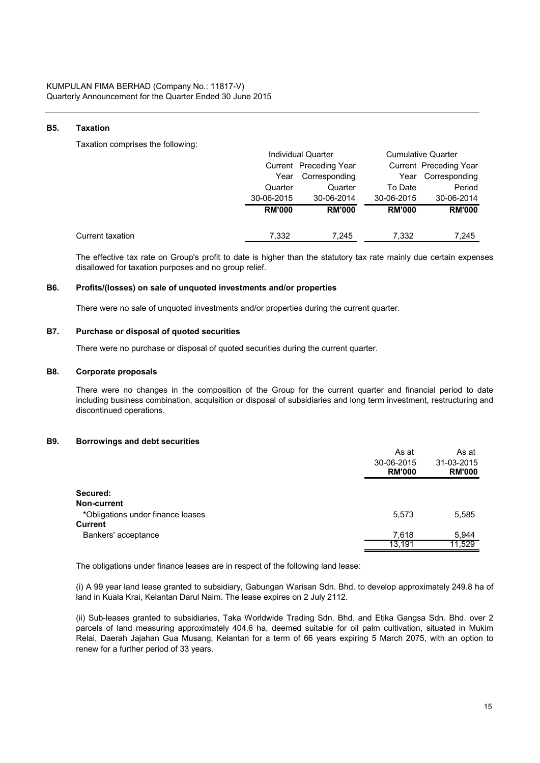KUMPULAN FIMA BERHAD (Company No.: 11817-V)
Quarterly Announcement for the Quarter Ended 30 June 2015

## B5. Taxation

Taxation comprises the following:

| | Individual Quarter | | Cumulative Quarter | |
|---|---|---|---|---|
| | Current Year Quarter | Preceding Year Corresponding Quarter | Current Year To Date | Preceding Year Corresponding Period |
| | 30-06-2015 | 30-06-2014 | 30-06-2015 | 30-06-2014 |
| | **RM'000** | **RM'000** | **RM'000** | **RM'000** |
| Current taxation | 7,332 | 7,245 | 7,332 | 7,245 |

The effective tax rate on Group's profit to date is higher than the statutory tax rate mainly due certain expenses disallowed for taxation purposes and no group relief.

## B6. Profits/(losses) on sale of unquoted investments and/or properties

There were no sale of unquoted investments and/or properties during the current quarter.

## B7. Purchase or disposal of quoted securities

There were no purchase or disposal of quoted securities during the current quarter.

## B8. Corporate proposals

There were no changes in the composition of the Group for the current quarter and financial period to date including business combination, acquisition or disposal of subsidiaries and long term investment, restructuring and discontinued operations.

## B9. Borrowings and debt securities

| | As at 30-06-2015 **RM'000** | As at 31-03-2015 **RM'000** |
|---|---|---|
| **Secured:** | | |
| **Non-current** | | |
| *Obligations under finance leases | 5,573 | 5,585 |
| **Current** | | |
| Bankers' acceptance | 7,618 | 5,944 |
| | 13,191 | 11,529 |

The obligations under finance leases are in respect of the following land lease:

(i) A 99 year land lease granted to subsidiary, Gabungan Warisan Sdn. Bhd. to develop approximately 249.8 ha of land in Kuala Krai, Kelantan Darul Naim. The lease expires on 2 July 2112.

(ii) Sub-leases granted to subsidiaries, Taka Worldwide Trading Sdn. Bhd. and Etika Gangsa Sdn. Bhd. over 2 parcels of land measuring approximately 404.6 ha, deemed suitable for oil palm cultivation, situated in Mukim Relai, Daerah Jajahan Gua Musang, Kelantan for a term of 66 years expiring 5 March 2075, with an option to renew for a further period of 33 years.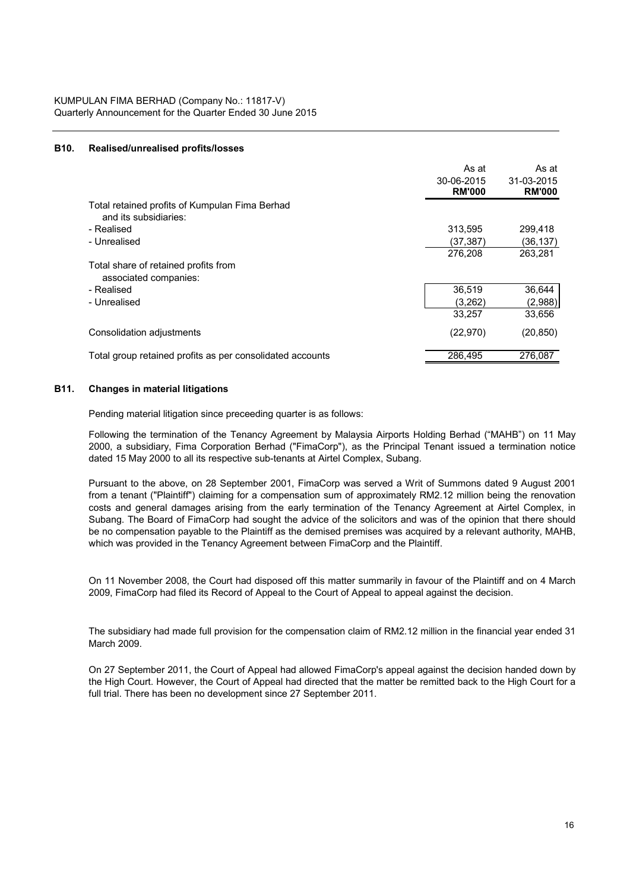### B10. Realised/unrealised profits/losses

| | As at 30-06-2015 RM'000 | As at 31-03-2015 RM'000 |
|---|---|---|
| Total retained profits of Kumpulan Fima Berhad and its subsidiaries: | | |
| - Realised | 313,595 | 299,418 |
| - Unrealised | (37,387) | (36,137) |
| | 276,208 | 263,281 |
| Total share of retained profits from associated companies: | | |
| - Realised | 36,519 | 36,644 |
| - Unrealised | (3,262) | (2,988) |
| | 33,257 | 33,656 |
| Consolidation adjustments | (22,970) | (20,850) |
| Total group retained profits as per consolidated accounts | 286,495 | 276,087 |

### B11. Changes in material litigations

Pending material litigation since preceeding quarter is as follows:

Following the termination of the Tenancy Agreement by Malaysia Airports Holding Berhad ("MAHB") on 11 May 2000, a subsidiary, Fima Corporation Berhad ("FimaCorp"), as the Principal Tenant issued a termination notice dated 15 May 2000 to all its respective sub-tenants at Airtel Complex, Subang.

Pursuant to the above, on 28 September 2001, FimaCorp was served a Writ of Summons dated 9 August 2001 from a tenant ("Plaintiff") claiming for a compensation sum of approximately RM2.12 million being the renovation costs and general damages arising from the early termination of the Tenancy Agreement at Airtel Complex, in Subang. The Board of FimaCorp had sought the advice of the solicitors and was of the opinion that there should be no compensation payable to the Plaintiff as the demised premises was acquired by a relevant authority, MAHB, which was provided in the Tenancy Agreement between FimaCorp and the Plaintiff.

On 11 November 2008, the Court had disposed off this matter summarily in favour of the Plaintiff and on 4 March 2009, FimaCorp had filed its Record of Appeal to the Court of Appeal to appeal against the decision.

The subsidiary had made full provision for the compensation claim of RM2.12 million in the financial year ended 31 March 2009.

On 27 September 2011, the Court of Appeal had allowed FimaCorp's appeal against the decision handed down by the High Court. However, the Court of Appeal had directed that the matter be remitted back to the High Court for a full trial. There has been no development since 27 September 2011.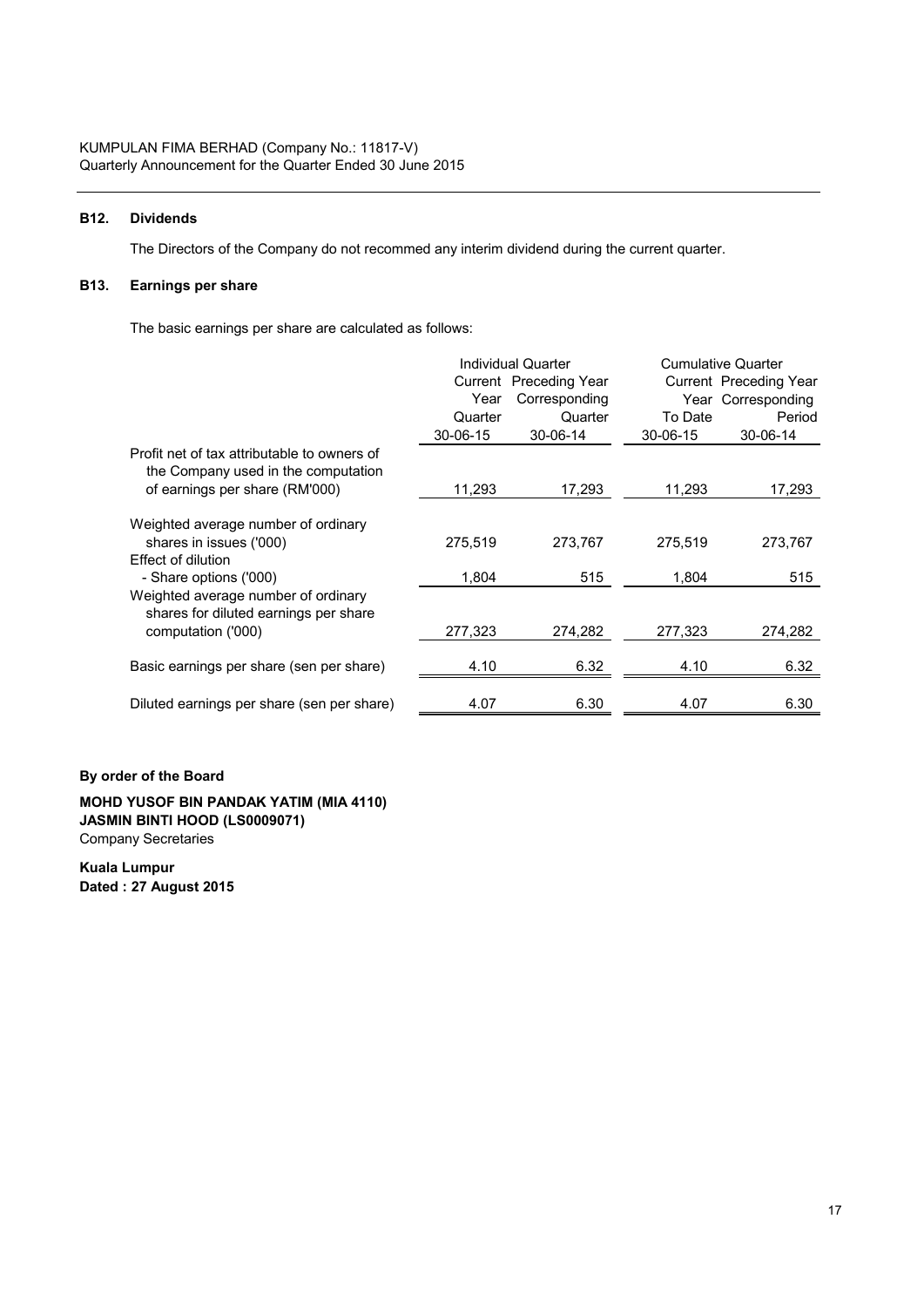KUMPULAN FIMA BERHAD (Company No.: 11817-V)
Quarterly Announcement for the Quarter Ended 30 June 2015

### B12. Dividends

The Directors of the Company do not recommed any interim dividend during the current quarter.

### B13. Earnings per share

The basic earnings per share are calculated as follows:

| | Individual Quarter | | Cumulative Quarter | |
|---|---|---|---|---|
| | Current Year Quarter 30-06-15 | Preceding Year Corresponding Quarter 30-06-14 | Current Year To Date 30-06-15 | Preceding Year Corresponding Period 30-06-14 |
| Profit net of tax attributable to owners of the Company used in the computation of earnings per share (RM'000) | 11,293 | 17,293 | 11,293 | 17,293 |
| Weighted average number of ordinary shares in issues ('000) | 275,519 | 273,767 | 275,519 | 273,767 |
| Effect of dilution | | | | |
| - Share options ('000) | 1,804 | 515 | 1,804 | 515 |
| Weighted average number of ordinary shares for diluted earnings per share computation ('000) | 277,323 | 274,282 | 277,323 | 274,282 |
| Basic earnings per share (sen per share) | 4.10 | 6.32 | 4.10 | 6.32 |
| Diluted earnings per share (sen per share) | 4.07 | 6.30 | 4.07 | 6.30 |

**By order of the Board**

**MOHD YUSOF BIN PANDAK YATIM (MIA 4110)**
**JASMIN BINTI HOOD (LS0009071)**
Company Secretaries

**Kuala Lumpur**
**Dated : 27 August 2015**